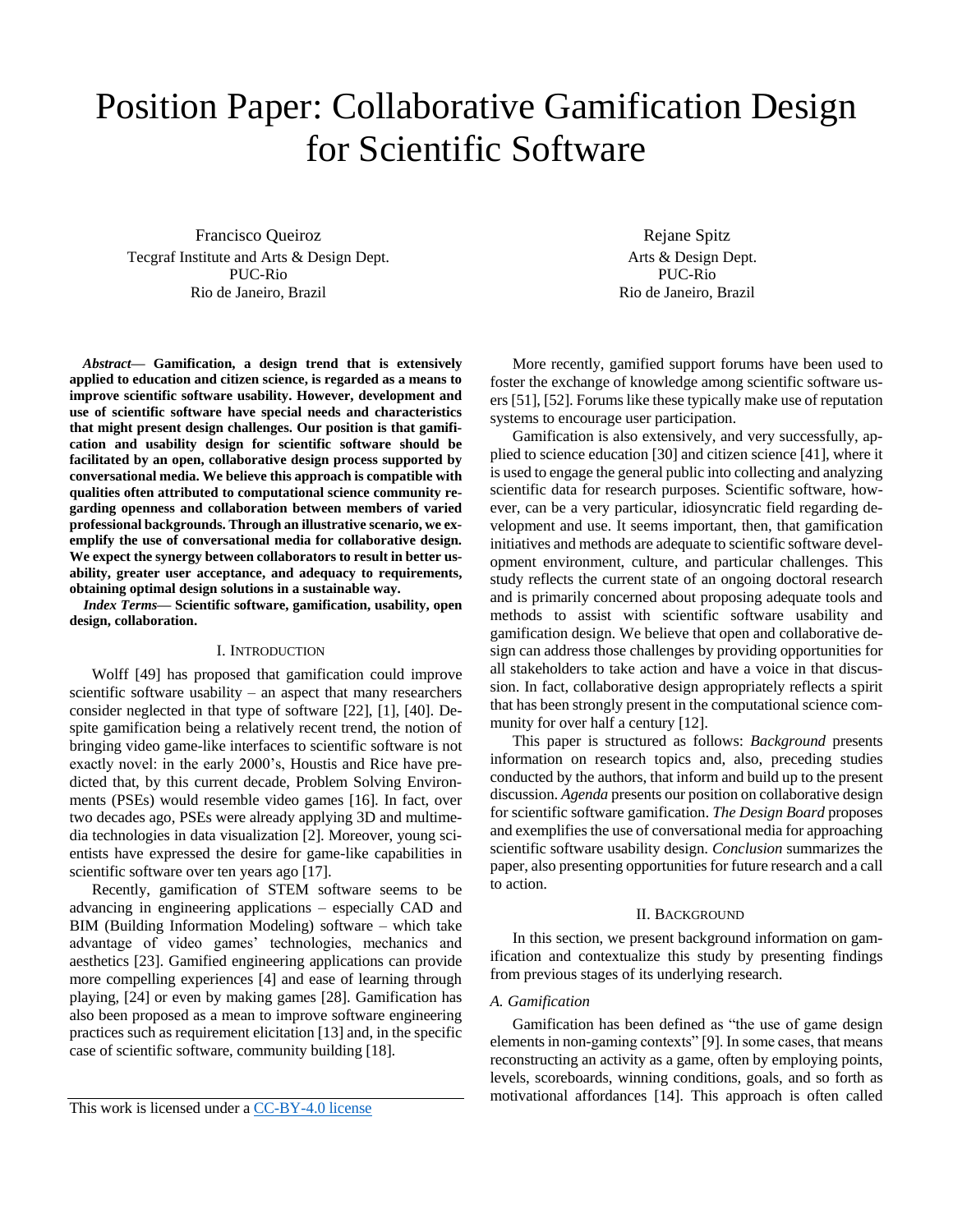# Position Paper: Collaborative Gamification Design for Scientific Software

Francisco Queiroz
Tecgraf Institute and Arts & Design Dept.
PUC-Rio
Rio de Janeiro, Brazil

Rejane Spitz
Arts & Design Dept.
PUC-Rio
Rio de Janeiro, Brazil

***Abstract*— Gamification, a design trend that is extensively applied to education and citizen science, is regarded as a means to improve scientific software usability. However, development and use of scientific software have special needs and characteristics that might present design challenges. Our position is that gamification and usability design for scientific software should be facilitated by an open, collaborative design process supported by conversational media. We believe this approach is compatible with qualities often attributed to computational science community regarding openness and collaboration between members of varied professional backgrounds. Through an illustrative scenario, we exemplify the use of conversational media for collaborative design. We expect the synergy between collaborators to result in better usability, greater user acceptance, and adequacy to requirements, obtaining optimal design solutions in a sustainable way.**

***Index Terms*— Scientific software, gamification, usability, open design, collaboration.**

## I. Introduction

Wolff [49] has proposed that gamification could improve scientific software usability – an aspect that many researchers consider neglected in that type of software [22], [1], [40]. Despite gamification being a relatively recent trend, the notion of bringing video game-like interfaces to scientific software is not exactly novel: in the early 2000's, Houstis and Rice have predicted that, by this current decade, Problem Solving Environments (PSEs) would resemble video games [16]. In fact, over two decades ago, PSEs were already applying 3D and multimedia technologies in data visualization [2]. Moreover, young scientists have expressed the desire for game-like capabilities in scientific software over ten years ago [17].

Recently, gamification of STEM software seems to be advancing in engineering applications – especially CAD and BIM (Building Information Modeling) software – which take advantage of video games' technologies, mechanics and aesthetics [23]. Gamified engineering applications can provide more compelling experiences [4] and ease of learning through playing, [24] or even by making games [28]. Gamification has also been proposed as a mean to improve software engineering practices such as requirement elicitation [13] and, in the specific case of scientific software, community building [18].

More recently, gamified support forums have been used to foster the exchange of knowledge among scientific software users [51], [52]. Forums like these typically make use of reputation systems to encourage user participation.

Gamification is also extensively, and very successfully, applied to science education [30] and citizen science [41], where it is used to engage the general public into collecting and analyzing scientific data for research purposes. Scientific software, however, can be a very particular, idiosyncratic field regarding development and use. It seems important, then, that gamification initiatives and methods are adequate to scientific software development environment, culture, and particular challenges. This study reflects the current state of an ongoing doctoral research and is primarily concerned about proposing adequate tools and methods to assist with scientific software usability and gamification design. We believe that open and collaborative design can address those challenges by providing opportunities for all stakeholders to take action and have a voice in that discussion. In fact, collaborative design appropriately reflects a spirit that has been strongly present in the computational science community for over half a century [12].

This paper is structured as follows: *Background* presents information on research topics and, also, preceding studies conducted by the authors, that inform and build up to the present discussion. *Agenda* presents our position on collaborative design for scientific software gamification. *The Design Board* proposes and exemplifies the use of conversational media for approaching scientific software usability design. *Conclusion* summarizes the paper, also presenting opportunities for future research and a call to action.

## II. Background

In this section, we present background information on gamification and contextualize this study by presenting findings from previous stages of its underlying research.

### A. Gamification

Gamification has been defined as "the use of game design elements in non-gaming contexts" [9]. In some cases, that means reconstructing an activity as a game, often by employing points, levels, scoreboards, winning conditions, goals, and so forth as motivational affordances [14]. This approach is often called

This work is licensed under a CC-BY-4.0 license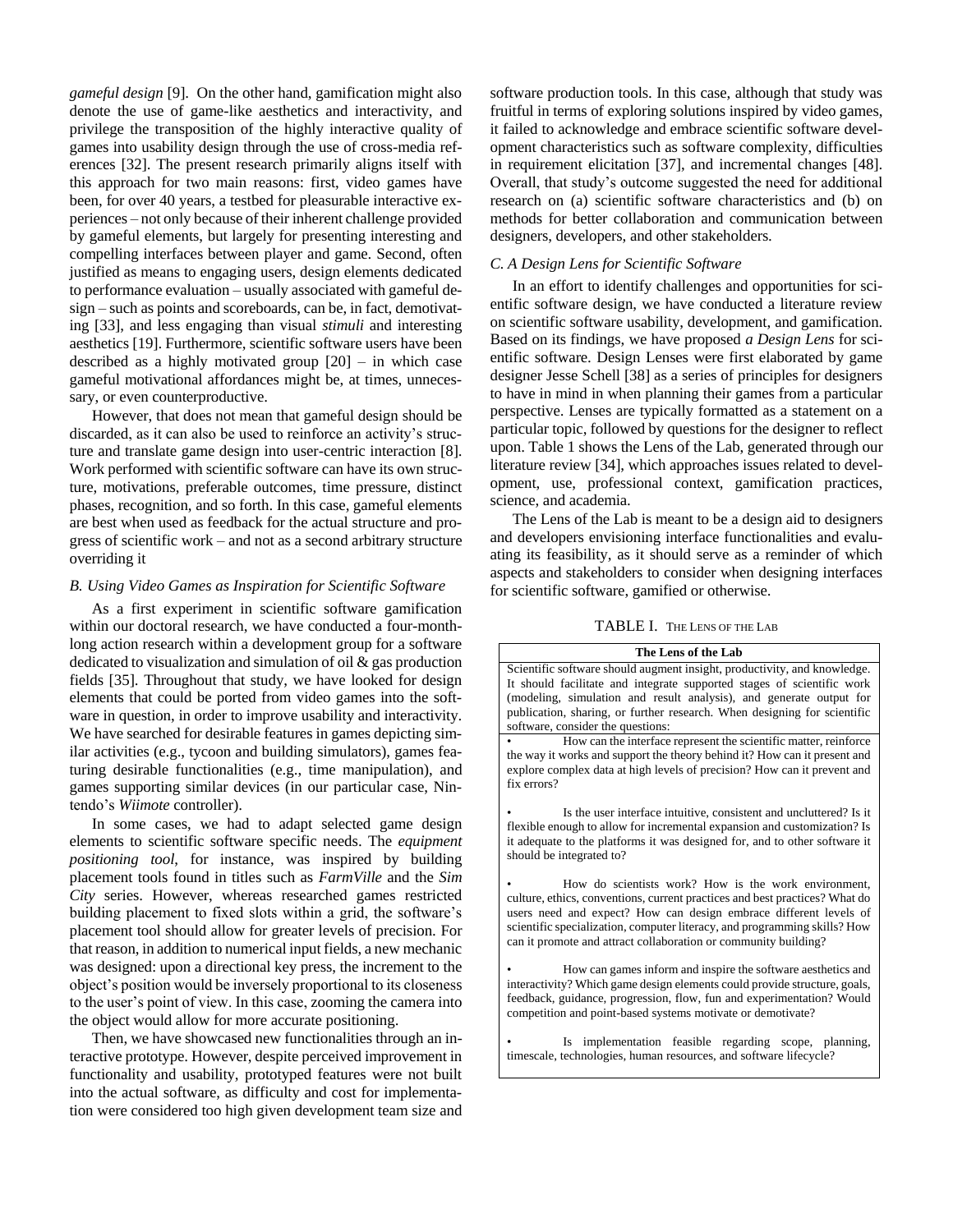*gameful design* [9]. On the other hand, gamification might also denote the use of game-like aesthetics and interactivity, and privilege the transposition of the highly interactive quality of games into usability design through the use of cross-media references [32]. The present research primarily aligns itself with this approach for two main reasons: first, video games have been, for over 40 years, a testbed for pleasurable interactive experiences – not only because of their inherent challenge provided by gameful elements, but largely for presenting interesting and compelling interfaces between player and game. Second, often justified as means to engaging users, design elements dedicated to performance evaluation – usually associated with gameful design – such as points and scoreboards, can be, in fact, demotivating [33], and less engaging than visual *stimuli* and interesting aesthetics [19]. Furthermore, scientific software users have been described as a highly motivated group [20] – in which case gameful motivational affordances might be, at times, unnecessary, or even counterproductive.

However, that does not mean that gameful design should be discarded, as it can also be used to reinforce an activity's structure and translate game design into user-centric interaction [8]. Work performed with scientific software can have its own structure, motivations, preferable outcomes, time pressure, distinct phases, recognition, and so forth. In this case, gameful elements are best when used as feedback for the actual structure and progress of scientific work – and not as a second arbitrary structure overriding it

### B. Using Video Games as Inspiration for Scientific Software

As a first experiment in scientific software gamification within our doctoral research, we have conducted a four-month-long action research within a development group for a software dedicated to visualization and simulation of oil & gas production fields [35]. Throughout that study, we have looked for design elements that could be ported from video games into the software in question, in order to improve usability and interactivity. We have searched for desirable features in games depicting similar activities (e.g., tycoon and building simulators), games featuring desirable functionalities (e.g., time manipulation), and games supporting similar devices (in our particular case, Nintendo's *Wiimote* controller).

In some cases, we had to adapt selected game design elements to scientific software specific needs. The *equipment positioning tool*, for instance, was inspired by building placement tools found in titles such as *FarmVille* and the *Sim City* series. However, whereas researched games restricted building placement to fixed slots within a grid, the software's placement tool should allow for greater levels of precision. For that reason, in addition to numerical input fields, a new mechanic was designed: upon a directional key press, the increment to the object's position would be inversely proportional to its closeness to the user's point of view. In this case, zooming the camera into the object would allow for more accurate positioning.

Then, we have showcased new functionalities through an interactive prototype. However, despite perceived improvement in functionality and usability, prototyped features were not built into the actual software, as difficulty and cost for implementation were considered too high given development team size and software production tools. In this case, although that study was fruitful in terms of exploring solutions inspired by video games, it failed to acknowledge and embrace scientific software development characteristics such as software complexity, difficulties in requirement elicitation [37], and incremental changes [48]. Overall, that study's outcome suggested the need for additional research on (a) scientific software characteristics and (b) on methods for better collaboration and communication between designers, developers, and other stakeholders.

### C. A Design Lens for Scientific Software

In an effort to identify challenges and opportunities for scientific software design, we have conducted a literature review on scientific software usability, development, and gamification. Based on its findings, we have proposed *a Design Lens* for scientific software. Design Lenses were first elaborated by game designer Jesse Schell [38] as a series of principles for designers to have in mind when planning their games from a particular perspective. Lenses are typically formatted as a statement on a particular topic, followed by questions for the designer to reflect upon. Table 1 shows the Lens of the Lab, generated through our literature review [34], which approaches issues related to development, use, professional context, gamification practices, science, and academia.

The Lens of the Lab is meant to be a design aid to designers and developers envisioning interface functionalities and evaluating its feasibility, as it should serve as a reminder of which aspects and stakeholders to consider when designing interfaces for scientific software, gamified or otherwise.

TABLE I. THE LENS OF THE LAB

| The Lens of the Lab |
|---|
| Scientific software should augment insight, productivity, and knowledge. It should facilitate and integrate supported stages of scientific work (modeling, simulation and result analysis), and generate output for publication, sharing, or further research. When designing for scientific software, consider the questions: |
| • How can the interface represent the scientific matter, reinforce the way it works and support the theory behind it? How can it present and explore complex data at high levels of precision? How can it prevent and fix errors? |
| • Is the user interface intuitive, consistent and uncluttered? Is it flexible enough to allow for incremental expansion and customization? Is it adequate to the platforms it was designed for, and to other software it should be integrated to? |
| • How do scientists work? How is the work environment, culture, ethics, conventions, current practices and best practices? What do users need and expect? How can design embrace different levels of scientific specialization, computer literacy, and programming skills? How can it promote and attract collaboration or community building? |
| • How can games inform and inspire the software aesthetics and interactivity? Which game design elements could provide structure, goals, feedback, guidance, progression, flow, fun and experimentation? Would competition and point-based systems motivate or demotivate? |
| • Is implementation feasible regarding scope, planning, timescale, technologies, human resources, and software lifecycle? |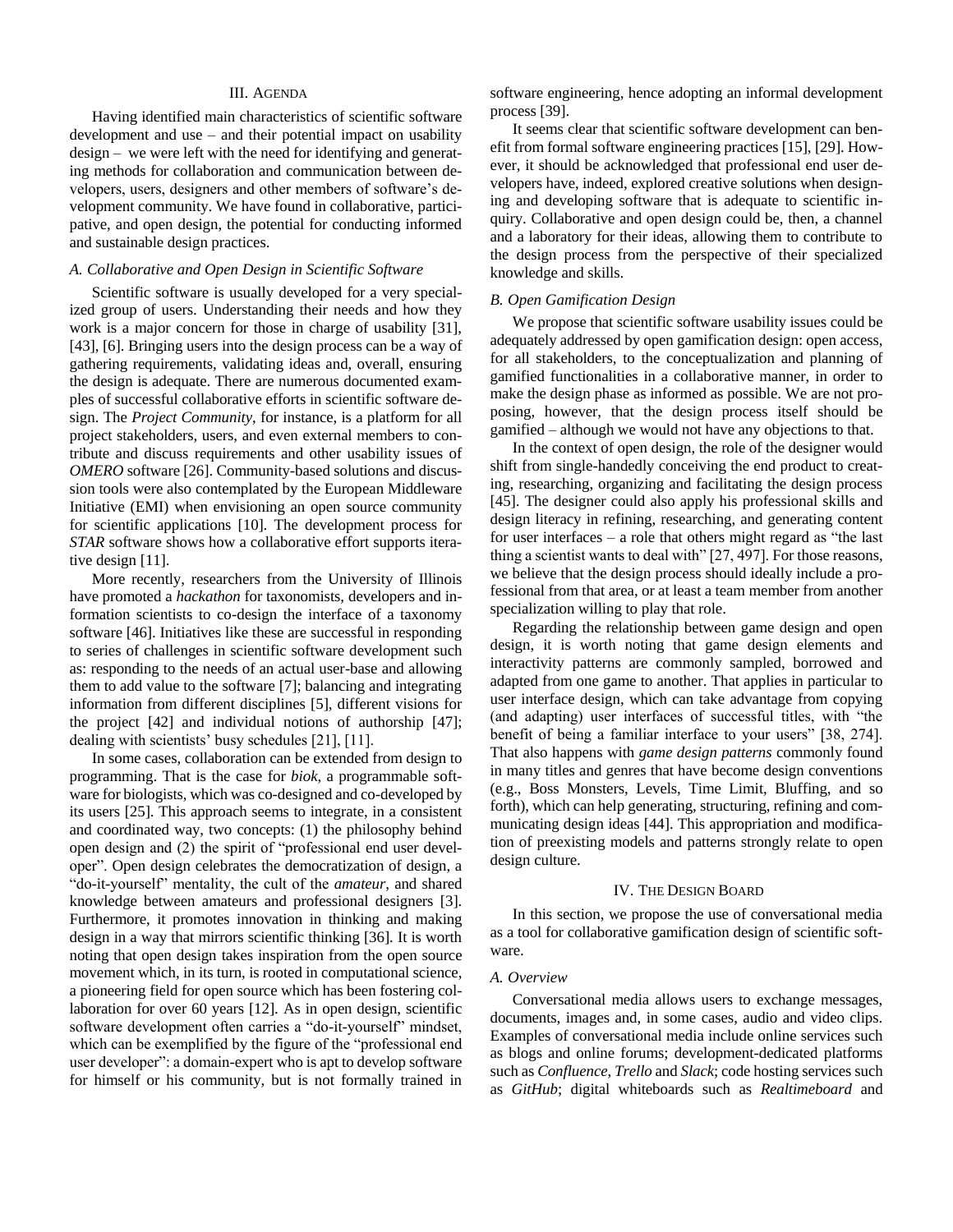## III. Agenda

Having identified main characteristics of scientific software development and use – and their potential impact on usability design – we were left with the need for identifying and generating methods for collaboration and communication between developers, users, designers and other members of software's development community. We have found in collaborative, participative, and open design, the potential for conducting informed and sustainable design practices.

### A. Collaborative and Open Design in Scientific Software

Scientific software is usually developed for a very specialized group of users. Understanding their needs and how they work is a major concern for those in charge of usability [31], [43], [6]. Bringing users into the design process can be a way of gathering requirements, validating ideas and, overall, ensuring the design is adequate. There are numerous documented examples of successful collaborative efforts in scientific software design. The *Project Community*, for instance, is a platform for all project stakeholders, users, and even external members to contribute and discuss requirements and other usability issues of *OMERO* software [26]. Community-based solutions and discussion tools were also contemplated by the European Middleware Initiative (EMI) when envisioning an open source community for scientific applications [10]. The development process for *STAR* software shows how a collaborative effort supports iterative design [11].

More recently, researchers from the University of Illinois have promoted a *hackathon* for taxonomists, developers and information scientists to co-design the interface of a taxonomy software [46]. Initiatives like these are successful in responding to series of challenges in scientific software development such as: responding to the needs of an actual user-base and allowing them to add value to the software [7]; balancing and integrating information from different disciplines [5], different visions for the project [42] and individual notions of authorship [47]; dealing with scientists' busy schedules [21], [11].

In some cases, collaboration can be extended from design to programming. That is the case for *biok*, a programmable software for biologists, which was co-designed and co-developed by its users [25]. This approach seems to integrate, in a consistent and coordinated way, two concepts: (1) the philosophy behind open design and (2) the spirit of "professional end user developer". Open design celebrates the democratization of design, a "do-it-yourself" mentality, the cult of the *amateur*, and shared knowledge between amateurs and professional designers [3]. Furthermore, it promotes innovation in thinking and making design in a way that mirrors scientific thinking [36]. It is worth noting that open design takes inspiration from the open source movement which, in its turn, is rooted in computational science, a pioneering field for open source which has been fostering collaboration for over 60 years [12]. As in open design, scientific software development often carries a "do-it-yourself" mindset, which can be exemplified by the figure of the "professional end user developer": a domain-expert who is apt to develop software for himself or his community, but is not formally trained in software engineering, hence adopting an informal development process [39].

It seems clear that scientific software development can benefit from formal software engineering practices [15], [29]. However, it should be acknowledged that professional end user developers have, indeed, explored creative solutions when designing and developing software that is adequate to scientific inquiry. Collaborative and open design could be, then, a channel and a laboratory for their ideas, allowing them to contribute to the design process from the perspective of their specialized knowledge and skills.

### B. Open Gamification Design

We propose that scientific software usability issues could be adequately addressed by open gamification design: open access, for all stakeholders, to the conceptualization and planning of gamified functionalities in a collaborative manner, in order to make the design phase as informed as possible. We are not proposing, however, that the design process itself should be gamified – although we would not have any objections to that.

In the context of open design, the role of the designer would shift from single-handedly conceiving the end product to creating, researching, organizing and facilitating the design process [45]. The designer could also apply his professional skills and design literacy in refining, researching, and generating content for user interfaces – a role that others might regard as "the last thing a scientist wants to deal with" [27, 497]. For those reasons, we believe that the design process should ideally include a professional from that area, or at least a team member from another specialization willing to play that role.

Regarding the relationship between game design and open design, it is worth noting that game design elements and interactivity patterns are commonly sampled, borrowed and adapted from one game to another. That applies in particular to user interface design, which can take advantage from copying (and adapting) user interfaces of successful titles, with "the benefit of being a familiar interface to your users" [38, 274]. That also happens with *game design patterns* commonly found in many titles and genres that have become design conventions (e.g., Boss Monsters, Levels, Time Limit, Bluffing, and so forth), which can help generating, structuring, refining and communicating design ideas [44]. This appropriation and modification of preexisting models and patterns strongly relate to open design culture.

## IV. The Design Board

In this section, we propose the use of conversational media as a tool for collaborative gamification design of scientific software.

### A. Overview

Conversational media allows users to exchange messages, documents, images and, in some cases, audio and video clips. Examples of conversational media include online services such as blogs and online forums; development-dedicated platforms such as *Confluence*, *Trello* and *Slack*; code hosting services such as *GitHub*; digital whiteboards such as *Realtimeboard* and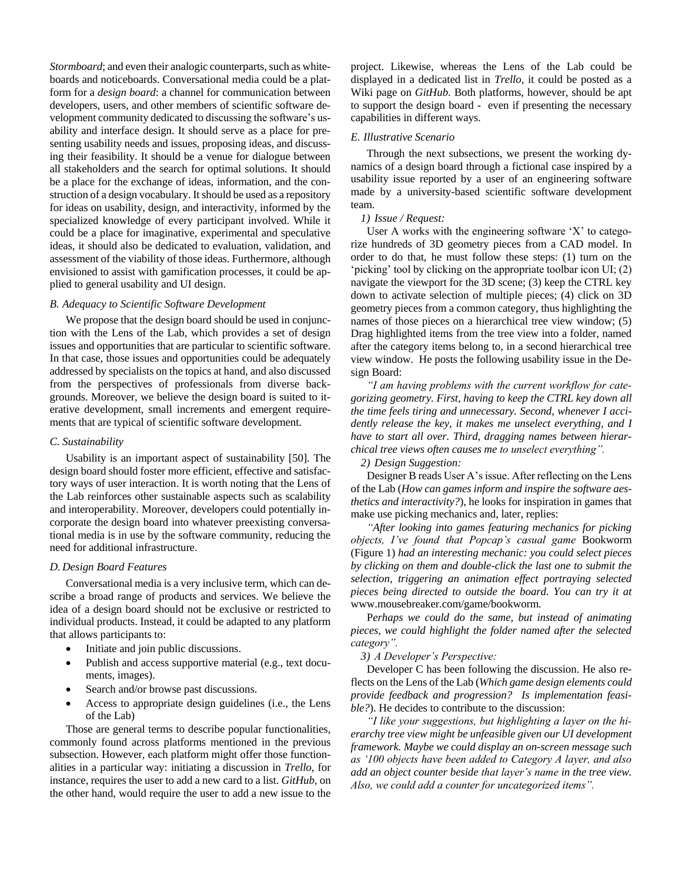*Stormboard*; and even their analogic counterparts, such as whiteboards and noticeboards. Conversational media could be a platform for a *design board*: a channel for communication between developers, users, and other members of scientific software development community dedicated to discussing the software's usability and interface design. It should serve as a place for presenting usability needs and issues, proposing ideas, and discussing their feasibility. It should be a venue for dialogue between all stakeholders and the search for optimal solutions. It should be a place for the exchange of ideas, information, and the construction of a design vocabulary. It should be used as a repository for ideas on usability, design, and interactivity, informed by the specialized knowledge of every participant involved. While it could be a place for imaginative, experimental and speculative ideas, it should also be dedicated to evaluation, validation, and assessment of the viability of those ideas. Furthermore, although envisioned to assist with gamification processes, it could be applied to general usability and UI design.

### *B. Adequacy to Scientific Software Development*

We propose that the design board should be used in conjunction with the Lens of the Lab, which provides a set of design issues and opportunities that are particular to scientific software. In that case, those issues and opportunities could be adequately addressed by specialists on the topics at hand, and also discussed from the perspectives of professionals from diverse backgrounds. Moreover, we believe the design board is suited to iterative development, small increments and emergent requirements that are typical of scientific software development.

### *C. Sustainability*

Usability is an important aspect of sustainability [50]. The design board should foster more efficient, effective and satisfactory ways of user interaction. It is worth noting that the Lens of the Lab reinforces other sustainable aspects such as scalability and interoperability. Moreover, developers could potentially incorporate the design board into whatever preexisting conversational media is in use by the software community, reducing the need for additional infrastructure.

### *D. Design Board Features*

Conversational media is a very inclusive term, which can describe a broad range of products and services. We believe the idea of a design board should not be exclusive or restricted to individual products. Instead, it could be adapted to any platform that allows participants to:

- Initiate and join public discussions.
- Publish and access supportive material (e.g., text documents, images).
- Search and/or browse past discussions.
- Access to appropriate design guidelines (i.e., the Lens of the Lab)

Those are general terms to describe popular functionalities, commonly found across platforms mentioned in the previous subsection. However, each platform might offer those functionalities in a particular way: initiating a discussion in *Trello*, for instance, requires the user to add a new card to a list. *GitHub*, on the other hand, would require the user to add a new issue to the project. Likewise, whereas the Lens of the Lab could be displayed in a dedicated list in *Trello*, it could be posted as a Wiki page on *GitHub*. Both platforms, however, should be apt to support the design board - even if presenting the necessary capabilities in different ways.

### *E. Illustrative Scenario*

Through the next subsections, we present the working dynamics of a design board through a fictional case inspired by a usability issue reported by a user of an engineering software made by a university-based scientific software development team.

#### *1) Issue / Request:*

User A works with the engineering software 'X' to categorize hundreds of 3D geometry pieces from a CAD model. In order to do that, he must follow these steps: (1) turn on the 'picking' tool by clicking on the appropriate toolbar icon UI; (2) navigate the viewport for the 3D scene; (3) keep the CTRL key down to activate selection of multiple pieces; (4) click on 3D geometry pieces from a common category, thus highlighting the names of those pieces on a hierarchical tree view window; (5) Drag highlighted items from the tree view into a folder, named after the category items belong to, in a second hierarchical tree view window. He posts the following usability issue in the Design Board:

*"I am having problems with the current workflow for categorizing geometry. First, having to keep the CTRL key down all the time feels tiring and unnecessary. Second, whenever I accidently release the key, it makes me unselect everything, and I have to start all over. Third, dragging names between hierarchical tree views often causes me to unselect everything".*

#### *2) Design Suggestion:*

Designer B reads User A's issue. After reflecting on the Lens of the Lab (*How can games inform and inspire the software aesthetics and interactivity?*), he looks for inspiration in games that make use picking mechanics and, later, replies:

*"After looking into games featuring mechanics for picking objects, I've found that Popcap's casual game* Bookworm (Figure 1) *had an interesting mechanic: you could select pieces by clicking on them and double-click the last one to submit the selection, triggering an animation effect portraying selected pieces being directed to outside the board. You can try it at* www.mousebreaker.com/game/bookworm*.*

*Perhaps we could do the same, but instead of animating pieces, we could highlight the folder named after the selected category".*

#### *3) A Developer's Perspective:*

Developer C has been following the discussion. He also reflects on the Lens of the Lab (*Which game design elements could provide feedback and progression? Is implementation feasible?*). He decides to contribute to the discussion:

*"I like your suggestions, but highlighting a layer on the hierarchy tree view might be unfeasible given our UI development framework. Maybe we could display an on-screen message such as '100 objects have been added to Category A layer, and also add an object counter beside that layer's name in the tree view. Also, we could add a counter for uncategorized items".*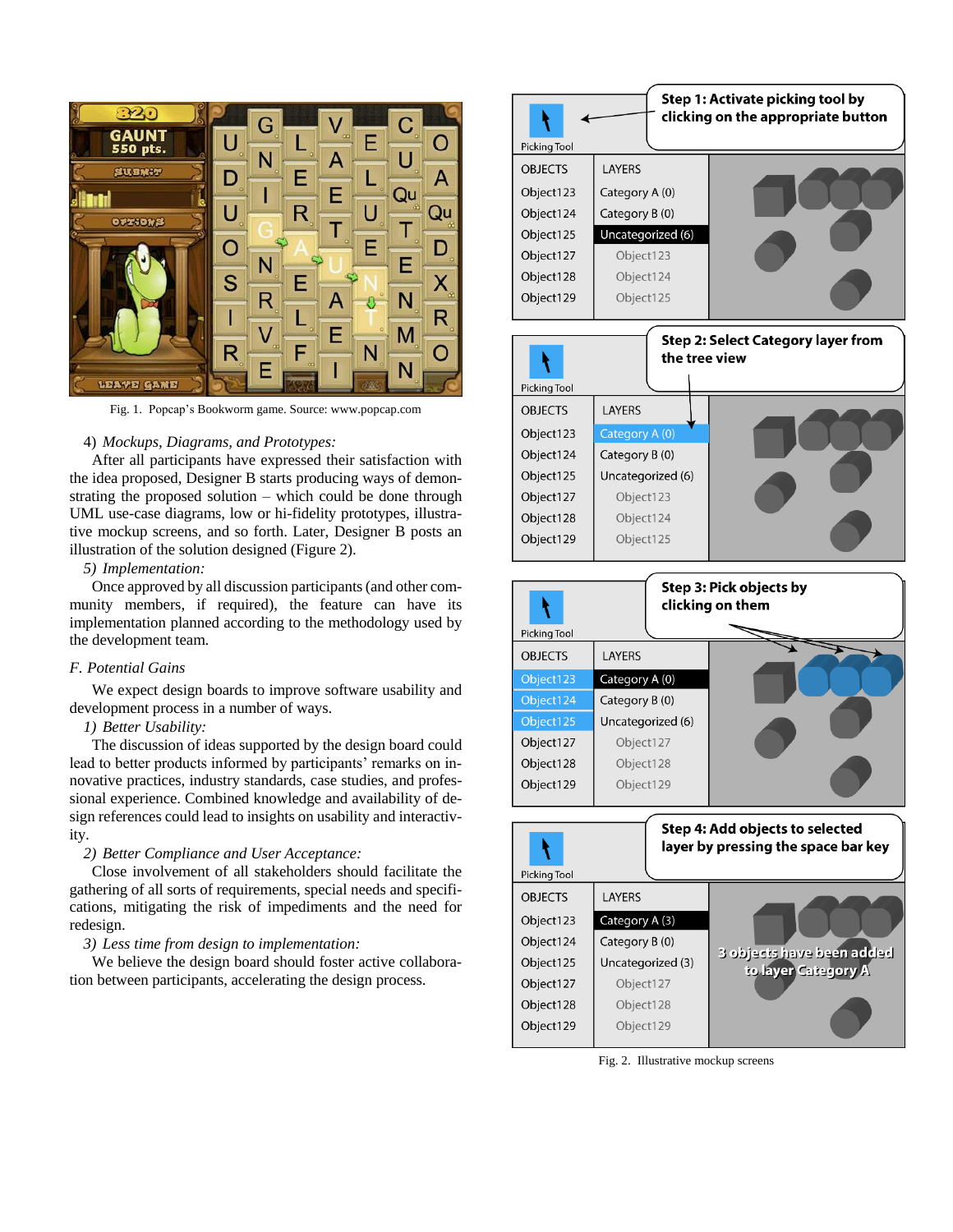Fig. 1. Popcap's Bookworm game. Source: www.popcap.com

4) *Mockups, Diagrams, and Prototypes:*
After all participants have expressed their satisfaction with the idea proposed, Designer B starts producing ways of demonstrating the proposed solution – which could be done through UML use-case diagrams, low or hi-fidelity prototypes, illustrative mockup screens, and so forth. Later, Designer B posts an illustration of the solution designed (Figure 2).

5) *Implementation:*
Once approved by all discussion participants (and other community members, if required), the feature can have its implementation planned according to the methodology used by the development team.

### *F. Potential Gains*

We expect design boards to improve software usability and development process in a number of ways.

1) *Better Usability:*
The discussion of ideas supported by the design board could lead to better products informed by participants' remarks on innovative practices, industry standards, case studies, and professional experience. Combined knowledge and availability of design references could lead to insights on usability and interactivity.

2) *Better Compliance and User Acceptance:*
Close involvement of all stakeholders should facilitate the gathering of all sorts of requirements, special needs and specifications, mitigating the risk of impediments and the need for redesign.

3) *Less time from design to implementation:*
We believe the design board should foster active collaboration between participants, accelerating the design process.

Fig. 2. Illustrative mockup screens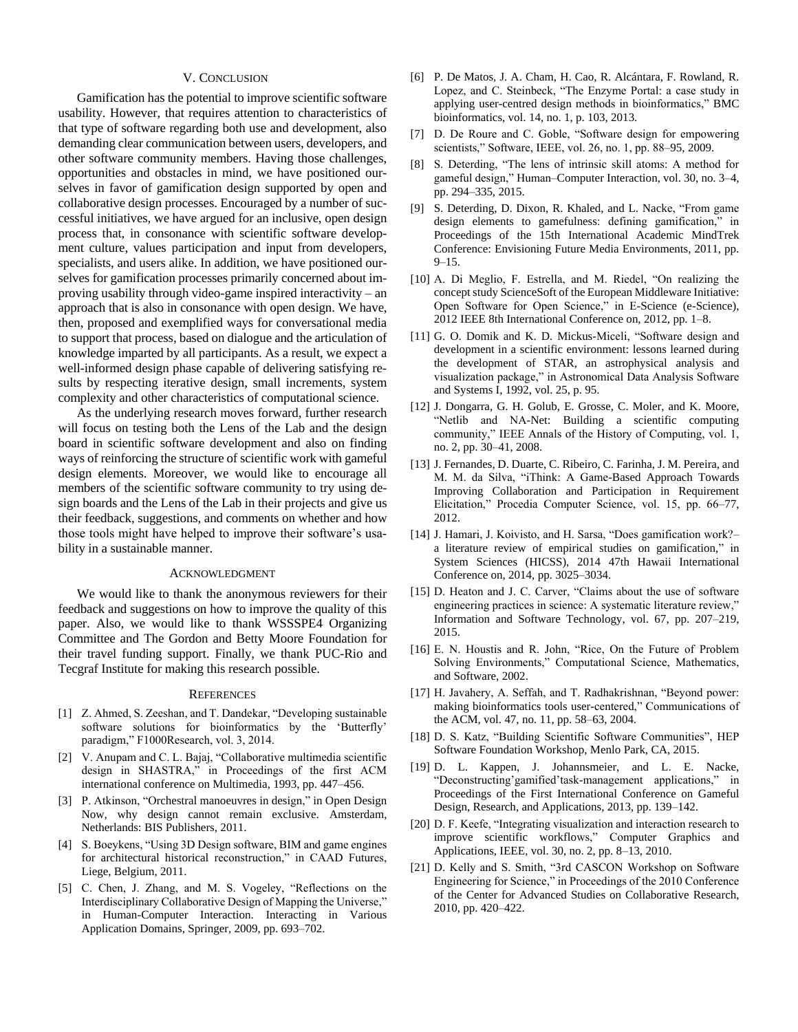## V. Conclusion

Gamification has the potential to improve scientific software usability. However, that requires attention to characteristics of that type of software regarding both use and development, also demanding clear communication between users, developers, and other software community members. Having those challenges, opportunities and obstacles in mind, we have positioned ourselves in favor of gamification design supported by open and collaborative design processes. Encouraged by a number of successful initiatives, we have argued for an inclusive, open design process that, in consonance with scientific software development culture, values participation and input from developers, specialists, and users alike. In addition, we have positioned ourselves for gamification processes primarily concerned about improving usability through video-game inspired interactivity – an approach that is also in consonance with open design. We have, then, proposed and exemplified ways for conversational media to support that process, based on dialogue and the articulation of knowledge imparted by all participants. As a result, we expect a well-informed design phase capable of delivering satisfying results by respecting iterative design, small increments, system complexity and other characteristics of computational science.

As the underlying research moves forward, further research will focus on testing both the Lens of the Lab and the design board in scientific software development and also on finding ways of reinforcing the structure of scientific work with gameful design elements. Moreover, we would like to encourage all members of the scientific software community to try using design boards and the Lens of the Lab in their projects and give us their feedback, suggestions, and comments on whether and how those tools might have helped to improve their software's usability in a sustainable manner.

## Acknowledgment

We would like to thank the anonymous reviewers for their feedback and suggestions on how to improve the quality of this paper. Also, we would like to thank WSSSPE4 Organizing Committee and The Gordon and Betty Moore Foundation for their travel funding support. Finally, we thank PUC-Rio and Tecgraf Institute for making this research possible.

## References

[1] Z. Ahmed, S. Zeeshan, and T. Dandekar, "Developing sustainable software solutions for bioinformatics by the 'Butterfly' paradigm," F1000Research, vol. 3, 2014.

[2] V. Anupam and C. L. Bajaj, "Collaborative multimedia scientific design in SHASTRA," in Proceedings of the first ACM international conference on Multimedia, 1993, pp. 447–456.

[3] P. Atkinson, "Orchestral manoeuvres in design," in Open Design Now, why design cannot remain exclusive. Amsterdam, Netherlands: BIS Publishers, 2011.

[4] S. Boeykens, "Using 3D Design software, BIM and game engines for architectural historical reconstruction," in CAAD Futures, Liege, Belgium, 2011.

[5] C. Chen, J. Zhang, and M. S. Vogeley, "Reflections on the Interdisciplinary Collaborative Design of Mapping the Universe," in Human-Computer Interaction. Interacting in Various Application Domains, Springer, 2009, pp. 693–702.

[6] P. De Matos, J. A. Cham, H. Cao, R. Alcántara, F. Rowland, R. Lopez, and C. Steinbeck, "The Enzyme Portal: a case study in applying user-centred design methods in bioinformatics," BMC bioinformatics, vol. 14, no. 1, p. 103, 2013.

[7] D. De Roure and C. Goble, "Software design for empowering scientists," Software, IEEE, vol. 26, no. 1, pp. 88–95, 2009.

[8] S. Deterding, "The lens of intrinsic skill atoms: A method for gameful design," Human–Computer Interaction, vol. 30, no. 3–4, pp. 294–335, 2015.

[9] S. Deterding, D. Dixon, R. Khaled, and L. Nacke, "From game design elements to gamefulness: defining gamification," in Proceedings of the 15th International Academic MindTrek Conference: Envisioning Future Media Environments, 2011, pp. 9–15.

[10] A. Di Meglio, F. Estrella, and M. Riedel, "On realizing the concept study ScienceSoft of the European Middleware Initiative: Open Software for Open Science," in E-Science (e-Science), 2012 IEEE 8th International Conference on, 2012, pp. 1–8.

[11] G. O. Domik and K. D. Mickus-Miceli, "Software design and development in a scientific environment: lessons learned during the development of STAR, an astrophysical analysis and visualization package," in Astronomical Data Analysis Software and Systems I, 1992, vol. 25, p. 95.

[12] J. Dongarra, G. H. Golub, E. Grosse, C. Moler, and K. Moore, "Netlib and NA-Net: Building a scientific computing community," IEEE Annals of the History of Computing, vol. 1, no. 2, pp. 30–41, 2008.

[13] J. Fernandes, D. Duarte, C. Ribeiro, C. Farinha, J. M. Pereira, and M. M. da Silva, "iThink: A Game-Based Approach Towards Improving Collaboration and Participation in Requirement Elicitation," Procedia Computer Science, vol. 15, pp. 66–77, 2012.

[14] J. Hamari, J. Koivisto, and H. Sarsa, "Does gamification work?– a literature review of empirical studies on gamification," in System Sciences (HICSS), 2014 47th Hawaii International Conference on, 2014, pp. 3025–3034.

[15] D. Heaton and J. C. Carver, "Claims about the use of software engineering practices in science: A systematic literature review," Information and Software Technology, vol. 67, pp. 207–219, 2015.

[16] E. N. Houstis and R. John, "Rice, On the Future of Problem Solving Environments," Computational Science, Mathematics, and Software, 2002.

[17] H. Javahery, A. Seffah, and T. Radhakrishnan, "Beyond power: making bioinformatics tools user-centered," Communications of the ACM, vol. 47, no. 11, pp. 58–63, 2004.

[18] D. S. Katz, "Building Scientific Software Communities", HEP Software Foundation Workshop, Menlo Park, CA, 2015.

[19] D. L. Kappen, J. Johannsmeier, and L. E. Nacke, "Deconstructing'gamified'task-management applications," in Proceedings of the First International Conference on Gameful Design, Research, and Applications, 2013, pp. 139–142.

[20] D. F. Keefe, "Integrating visualization and interaction research to improve scientific workflows," Computer Graphics and Applications, IEEE, vol. 30, no. 2, pp. 8–13, 2010.

[21] D. Kelly and S. Smith, "3rd CASCON Workshop on Software Engineering for Science," in Proceedings of the 2010 Conference of the Center for Advanced Studies on Collaborative Research, 2010, pp. 420–422.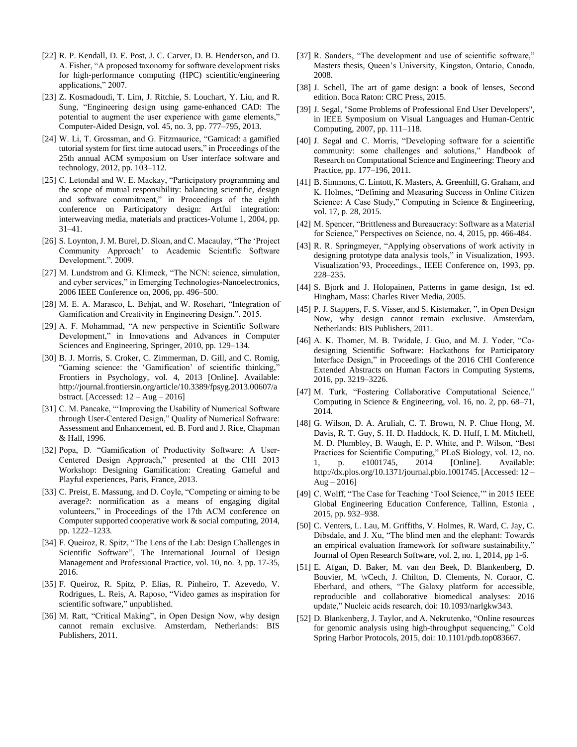[22] R. P. Kendall, D. E. Post, J. C. Carver, D. B. Henderson, and D. A. Fisher, "A proposed taxonomy for software development risks for high-performance computing (HPC) scientific/engineering applications," 2007.

[23] Z. Kosmadoudi, T. Lim, J. Ritchie, S. Louchart, Y. Liu, and R. Sung, "Engineering design using game-enhanced CAD: The potential to augment the user experience with game elements," Computer-Aided Design, vol. 45, no. 3, pp. 777–795, 2013.

[24] W. Li, T. Grossman, and G. Fitzmaurice, "Gamicad: a gamified tutorial system for first time autocad users," in Proceedings of the 25th annual ACM symposium on User interface software and technology, 2012, pp. 103–112.

[25] C. Letondal and W. E. Mackay, "Participatory programming and the scope of mutual responsibility: balancing scientific, design and software commitment," in Proceedings of the eighth conference on Participatory design: Artful integration: interweaving media, materials and practices-Volume 1, 2004, pp. 31–41.

[26] S. Loynton, J. M. Burel, D. Sloan, and C. Macaulay, "The 'Project Community Approach' to Academic Scientific Software Development.". 2009.

[27] M. Lundstrom and G. Klimeck, "The NCN: science, simulation, and cyber services," in Emerging Technologies-Nanoelectronics, 2006 IEEE Conference on, 2006, pp. 496–500.

[28] M. E. A. Marasco, L. Behjat, and W. Rosehart, "Integration of Gamification and Creativity in Engineering Design.". 2015.

[29] A. F. Mohammad, "A new perspective in Scientific Software Development," in Innovations and Advances in Computer Sciences and Engineering, Springer, 2010, pp. 129–134.

[30] B. J. Morris, S. Croker, C. Zimmerman, D. Gill, and C. Romig, "Gaming science: the 'Gamification' of scientific thinking," Frontiers in Psychology, vol. 4, 2013 [Online]. Available: http://journal.frontiersin.org/article/10.3389/fpsyg.2013.00607/abstract. [Accessed: 12 – Aug – 2016]

[31] C. M. Pancake, "'Improving the Usability of Numerical Software through User-Centered Design," Quality of Numerical Software: Assessment and Enhancement, ed. B. Ford and J. Rice, Chapman & Hall, 1996.

[32] Popa, D. "Gamification of Productivity Software: A User-Centered Design Approach," presented at the CHI 2013 Workshop: Designing Gamification: Creating Gameful and Playful experiences, Paris, France, 2013.

[33] C. Preist, E. Massung, and D. Coyle, "Competing or aiming to be average?: normification as a means of engaging digital volunteers," in Proceedings of the 17th ACM conference on Computer supported cooperative work & social computing, 2014, pp. 1222–1233.

[34] F. Queiroz, R. Spitz, "The Lens of the Lab: Design Challenges in Scientific Software", The International Journal of Design Management and Professional Practice, vol. 10, no. 3, pp. 17-35, 2016.

[35] F. Queiroz, R. Spitz, P. Elias, R. Pinheiro, T. Azevedo, V. Rodrigues, L. Reis, A. Raposo, "Video games as inspiration for scientific software," unpublished.

[36] M. Ratt, "Critical Making", in Open Design Now, why design cannot remain exclusive. Amsterdam, Netherlands: BIS Publishers, 2011.

[37] R. Sanders, "The development and use of scientific software," Masters thesis, Queen's University, Kingston, Ontario, Canada, 2008.

[38] J. Schell, The art of game design: a book of lenses, Second edition. Boca Raton: CRC Press, 2015.

[39] J. Segal, "Some Problems of Professional End User Developers", in IEEE Symposium on Visual Languages and Human-Centric Computing, 2007, pp. 111–118.

[40] J. Segal and C. Morris, "Developing software for a scientific community: some challenges and solutions," Handbook of Research on Computational Science and Engineering: Theory and Practice, pp. 177–196, 2011.

[41] B. Simmons, C. Lintott, K. Masters, A. Greenhill, G. Graham, and K. Holmes, "Defining and Measuring Success in Online Citizen Science: A Case Study," Computing in Science & Engineering, vol. 17, p. 28, 2015.

[42] M. Spencer, "Brittleness and Bureaucracy: Software as a Material for Science," Perspectives on Science, no. 4, 2015, pp. 466-484.

[43] R. R. Springmeyer, "Applying observations of work activity in designing prototype data analysis tools," in Visualization, 1993. Visualization'93, Proceedings., IEEE Conference on, 1993, pp. 228–235.

[44] S. Bjork and J. Holopainen, Patterns in game design, 1st ed. Hingham, Mass: Charles River Media, 2005.

[45] P. J. Stappers, F. S. Visser, and S. Kistemaker, ", in Open Design Now, why design cannot remain exclusive. Amsterdam, Netherlands: BIS Publishers, 2011.

[46] A. K. Thomer, M. B. Twidale, J. Guo, and M. J. Yoder, "Co-designing Scientific Software: Hackathons for Participatory Interface Design," in Proceedings of the 2016 CHI Conference Extended Abstracts on Human Factors in Computing Systems, 2016, pp. 3219–3226.

[47] M. Turk, "Fostering Collaborative Computational Science," Computing in Science & Engineering, vol. 16, no. 2, pp. 68–71, 2014.

[48] G. Wilson, D. A. Aruliah, C. T. Brown, N. P. Chue Hong, M. Davis, R. T. Guy, S. H. D. Haddock, K. D. Huff, I. M. Mitchell, M. D. Plumbley, B. Waugh, E. P. White, and P. Wilson, "Best Practices for Scientific Computing," PLoS Biology, vol. 12, no. 1, p. e1001745, 2014 [Online]. Available: http://dx.plos.org/10.1371/journal.pbio.1001745. [Accessed: 12 – Aug – 2016]

[49] C. Wolff, "The Case for Teaching 'Tool Science,'" in 2015 IEEE Global Engineering Education Conference, Tallinn, Estonia , 2015, pp. 932–938.

[50] C. Venters, L. Lau, M. Griffiths, V. Holmes, R. Ward, C. Jay, C. Dibsdale, and J. Xu, "The blind men and the elephant: Towards an empirical evaluation framework for software sustainability," Journal of Open Research Software, vol. 2, no. 1, 2014, pp 1-6.

[51] E. Afgan, D. Baker, M. van den Beek, D. Blankenberg, D. Bouvier, M. \vCech, J. Chilton, D. Clements, N. Coraor, C. Eberhard, and others, "The Galaxy platform for accessible, reproducible and collaborative biomedical analyses: 2016 update," Nucleic acids research, doi: 10.1093/narlgkw343.

[52] D. Blankenberg, J. Taylor, and A. Nekrutenko, "Online resources for genomic analysis using high-throughput sequencing," Cold Spring Harbor Protocols, 2015, doi: 10.1101/pdb.top083667.